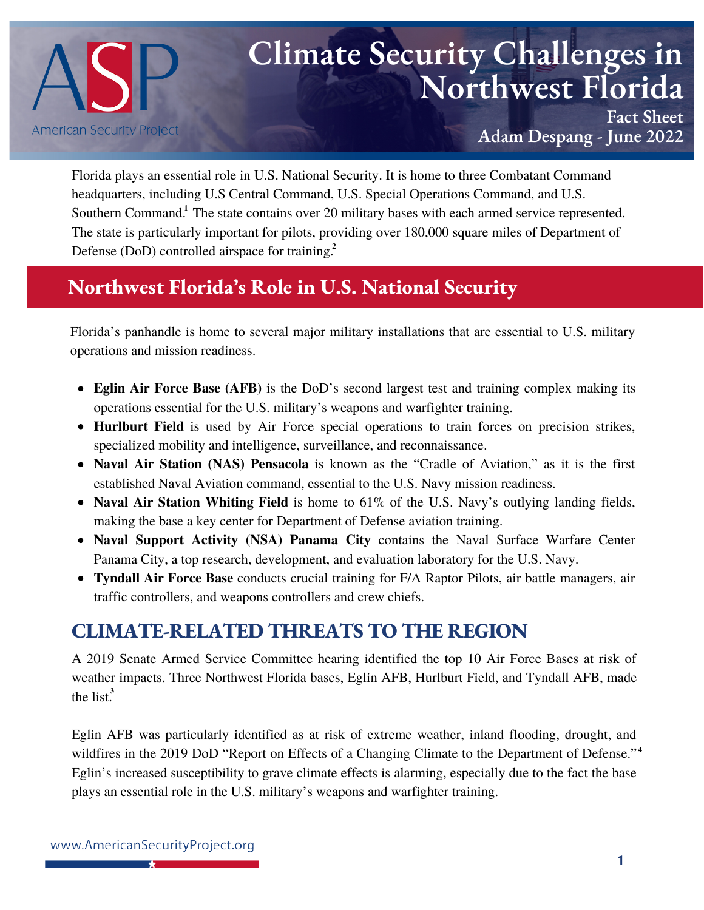# Climate Security Challenges in Northwest Florida

Fact Sheet

Adam Despang - June 2022

Florida plays an essential role in U.S. National Security. It is home to three Combatant Command headquarters, including U.S Central Command, U.S. Special Operations Command, and U.S. Southern Command.[1] The state contains over 20 military bases with each armed service represented. The state is particularly important for pilots, providing over 180,000 square miles of Department of Defense (DoD) controlled airspace for training.[2]

## Northwest Florida's Role in U.S. National Security

Florida's panhandle is home to several major military installations that are essential to U.S. military operations and mission readiness.

- **Eglin Air Force Base (AFB)** is the DoD's second largest test and training complex making its operations essential for the U.S. military's weapons and warfighter training.
- **Hurlburt Field** is used by Air Force special operations to train forces on precision strikes, specialized mobility and intelligence, surveillance, and reconnaissance.
- **Naval Air Station (NAS) Pensacola** is known as the "Cradle of Aviation," as it is the first established Naval Aviation command, essential to the U.S. Navy mission readiness.
- **Naval Air Station Whiting Field** is home to 61% of the U.S. Navy's outlying landing fields, making the base a key center for Department of Defense aviation training.
- **Naval Support Activity (NSA) Panama City** contains the Naval Surface Warfare Center Panama City, a top research, development, and evaluation laboratory for the U.S. Navy.
- **Tyndall Air Force Base** conducts crucial training for F/A Raptor Pilots, air battle managers, air traffic controllers, and weapons controllers and crew chiefs.

## CLIMATE-RELATED THREATS TO THE REGION

A 2019 Senate Armed Service Committee hearing identified the top 10 Air Force Bases at risk of weather impacts. Three Northwest Florida bases, Eglin AFB, Hurlburt Field, and Tyndall AFB, made the list.[3]

Eglin AFB was particularly identified as at risk of extreme weather, inland flooding, drought, and wildfires in the 2019 DoD "Report on Effects of a Changing Climate to the Department of Defense."[4] Eglin's increased susceptibility to grave climate effects is alarming, especially due to the fact the base plays an essential role in the U.S. military's weapons and warfighter training.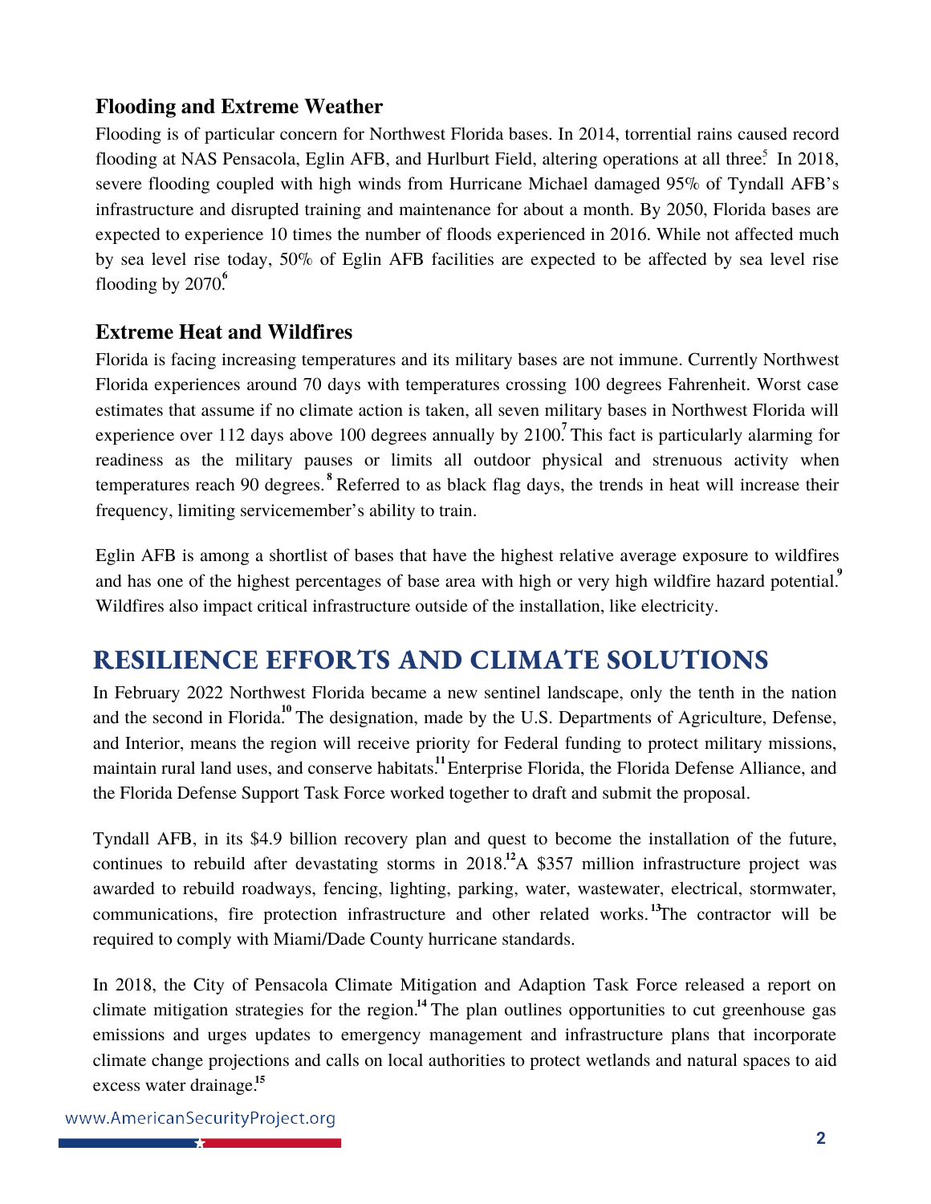### Flooding and Extreme Weather

Flooding is of particular concern for Northwest Florida bases. In 2014, torrential rains caused record flooding at NAS Pensacola, Eglin AFB, and Hurlburt Field, altering operations at all three.[5] In 2018, severe flooding coupled with high winds from Hurricane Michael damaged 95% of Tyndall AFB's infrastructure and disrupted training and maintenance for about a month. By 2050, Florida bases are expected to experience 10 times the number of floods experienced in 2016. While not affected much by sea level rise today, 50% of Eglin AFB facilities are expected to be affected by sea level rise flooding by 2070.[6]

### Extreme Heat and Wildfires

Florida is facing increasing temperatures and its military bases are not immune. Currently Northwest Florida experiences around 70 days with temperatures crossing 100 degrees Fahrenheit. Worst case estimates that assume if no climate action is taken, all seven military bases in Northwest Florida will experience over 112 days above 100 degrees annually by 2100.[7] This fact is particularly alarming for readiness as the military pauses or limits all outdoor physical and strenuous activity when temperatures reach 90 degrees.[8] Referred to as black flag days, the trends in heat will increase their frequency, limiting servicemember's ability to train.

Eglin AFB is among a shortlist of bases that have the highest relative average exposure to wildfires and has one of the highest percentages of base area with high or very high wildfire hazard potential.[9] Wildfires also impact critical infrastructure outside of the installation, like electricity.

## RESILIENCE EFFORTS AND CLIMATE SOLUTIONS

In February 2022 Northwest Florida became a new sentinel landscape, only the tenth in the nation and the second in Florida.[10] The designation, made by the U.S. Departments of Agriculture, Defense, and Interior, means the region will receive priority for Federal funding to protect military missions, maintain rural land uses, and conserve habitats.[11] Enterprise Florida, the Florida Defense Alliance, and the Florida Defense Support Task Force worked together to draft and submit the proposal.

Tyndall AFB, in its $4.9 billion recovery plan and quest to become the installation of the future, continues to rebuild after devastating storms in 2018.[12] A $357 million infrastructure project was awarded to rebuild roadways, fencing, lighting, parking, water, wastewater, electrical, stormwater, communications, fire protection infrastructure and other related works.[13] The contractor will be required to comply with Miami/Dade County hurricane standards.

In 2018, the City of Pensacola Climate Mitigation and Adaption Task Force released a report on climate mitigation strategies for the region.[14] The plan outlines opportunities to cut greenhouse gas emissions and urges updates to emergency management and infrastructure plans that incorporate climate change projections and calls on local authorities to protect wetlands and natural spaces to aid excess water drainage.[15]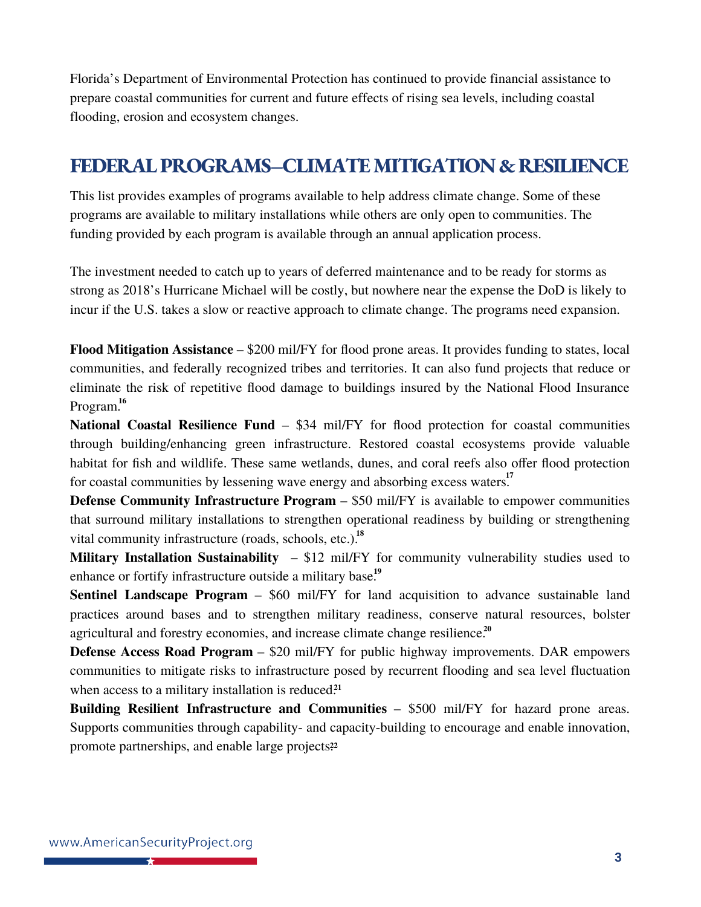Florida's Department of Environmental Protection has continued to provide financial assistance to prepare coastal communities for current and future effects of rising sea levels, including coastal flooding, erosion and ecosystem changes.

## FEDERAL PROGRAMS–CLIMATE MITIGATION & RESILIENCE

This list provides examples of programs available to help address climate change. Some of these programs are available to military installations while others are only open to communities. The funding provided by each program is available through an annual application process.

The investment needed to catch up to years of deferred maintenance and to be ready for storms as strong as 2018's Hurricane Michael will be costly, but nowhere near the expense the DoD is likely to incur if the U.S. takes a slow or reactive approach to climate change. The programs need expansion.

**Flood Mitigation Assistance** – $200 mil/FY for flood prone areas. It provides funding to states, local communities, and federally recognized tribes and territories. It can also fund projects that reduce or eliminate the risk of repetitive flood damage to buildings insured by the National Flood Insurance Program.[16]

**National Coastal Resilience Fund** – $34 mil/FY for flood protection for coastal communities through building/enhancing green infrastructure. Restored coastal ecosystems provide valuable habitat for fish and wildlife. These same wetlands, dunes, and coral reefs also offer flood protection for coastal communities by lessening wave energy and absorbing excess waters.[17]

**Defense Community Infrastructure Program** – $50 mil/FY is available to empower communities that surround military installations to strengthen operational readiness by building or strengthening vital community infrastructure (roads, schools, etc.).[18]

**Military Installation Sustainability** – $12 mil/FY for community vulnerability studies used to enhance or fortify infrastructure outside a military base.[19]

**Sentinel Landscape Program** – $60 mil/FY for land acquisition to advance sustainable land practices around bases and to strengthen military readiness, conserve natural resources, bolster agricultural and forestry economies, and increase climate change resilience.[20]

**Defense Access Road Program** – $20 mil/FY for public highway improvements. DAR empowers communities to mitigate risks to infrastructure posed by recurrent flooding and sea level fluctuation when access to a military installation is reduced.[21]

**Building Resilient Infrastructure and Communities** – $500 mil/FY for hazard prone areas. Supports communities through capability- and capacity-building to encourage and enable innovation, promote partnerships, and enable large projects.[22]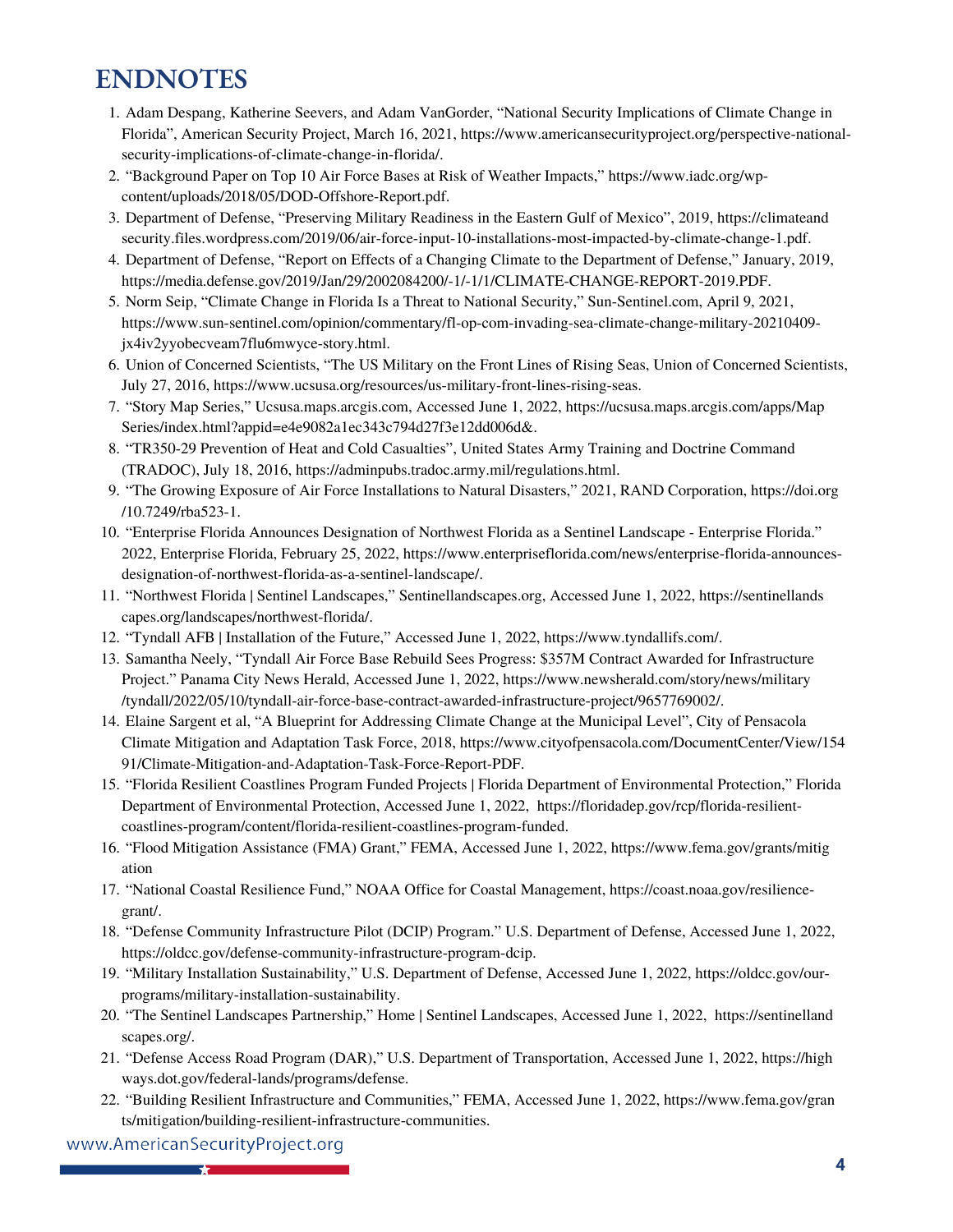# ENDNOTES

1. Adam Despang, Katherine Seevers, and Adam VanGorder, "National Security Implications of Climate Change in Florida", American Security Project, March 16, 2021, https://www.americansecurityproject.org/perspective-national-security-implications-of-climate-change-in-florida/.
2. "Background Paper on Top 10 Air Force Bases at Risk of Weather Impacts," https://www.iadc.org/wp-content/uploads/2018/05/DOD-Offshore-Report.pdf.
3. Department of Defense, "Preserving Military Readiness in the Eastern Gulf of Mexico", 2019, https://climateand security.files.wordpress.com/2019/06/air-force-input-10-installations-most-impacted-by-climate-change-1.pdf.
4. Department of Defense, "Report on Effects of a Changing Climate to the Department of Defense," January, 2019, https://media.defense.gov/2019/Jan/29/2002084200/-1/-1/1/CLIMATE-CHANGE-REPORT-2019.PDF.
5. Norm Seip, "Climate Change in Florida Is a Threat to National Security," Sun-Sentinel.com, April 9, 2021, https://www.sun-sentinel.com/opinion/commentary/fl-op-com-invading-sea-climate-change-military-20210409-jx4iv2yyobecveam7flu6mwyce-story.html.
6. Union of Concerned Scientists, "The US Military on the Front Lines of Rising Seas, Union of Concerned Scientists, July 27, 2016, https://www.ucsusa.org/resources/us-military-front-lines-rising-seas.
7. "Story Map Series," Ucsusa.maps.arcgis.com, Accessed June 1, 2022, https://ucsusa.maps.arcgis.com/apps/Map Series/index.html?appid=e4e9082a1ec343c794d27f3e12dd006d&.
8. "TR350-29 Prevention of Heat and Cold Casualties", United States Army Training and Doctrine Command (TRADOC), July 18, 2016, https://adminpubs.tradoc.army.mil/regulations.html.
9. "The Growing Exposure of Air Force Installations to Natural Disasters," 2021, RAND Corporation, https://doi.org /10.7249/rba523-1.
10. "Enterprise Florida Announces Designation of Northwest Florida as a Sentinel Landscape - Enterprise Florida." 2022, Enterprise Florida, February 25, 2022, https://www.enterpriseflorida.com/news/enterprise-florida-announces-designation-of-northwest-florida-as-a-sentinel-landscape/.
11. "Northwest Florida | Sentinel Landscapes," Sentinellandscapes.org, Accessed June 1, 2022, https://sentinellands capes.org/landscapes/northwest-florida/.
12. "Tyndall AFB | Installation of the Future," Accessed June 1, 2022, https://www.tyndallifs.com/.
13. Samantha Neely, "Tyndall Air Force Base Rebuild Sees Progress: $357M Contract Awarded for Infrastructure Project." Panama City News Herald, Accessed June 1, 2022, https://www.newsherald.com/story/news/military /tyndall/2022/05/10/tyndall-air-force-base-contract-awarded-infrastructure-project/9657769002/.
14. Elaine Sargent et al, "A Blueprint for Addressing Climate Change at the Municipal Level", City of Pensacola Climate Mitigation and Adaptation Task Force, 2018, https://www.cityofpensacola.com/DocumentCenter/View/154 91/Climate-Mitigation-and-Adaptation-Task-Force-Report-PDF.
15. "Florida Resilient Coastlines Program Funded Projects | Florida Department of Environmental Protection," Florida Department of Environmental Protection, Accessed June 1, 2022, https://floridadep.gov/rcp/florida-resilient-coastlines-program/content/florida-resilient-coastlines-program-funded.
16. "Flood Mitigation Assistance (FMA) Grant," FEMA, Accessed June 1, 2022, https://www.fema.gov/grants/mitig ation
17. "National Coastal Resilience Fund," NOAA Office for Coastal Management, https://coast.noaa.gov/resilience-grant/.
18. "Defense Community Infrastructure Pilot (DCIP) Program." U.S. Department of Defense, Accessed June 1, 2022, https://oldcc.gov/defense-community-infrastructure-program-dcip.
19. "Military Installation Sustainability," U.S. Department of Defense, Accessed June 1, 2022, https://oldcc.gov/our-programs/military-installation-sustainability.
20. "The Sentinel Landscapes Partnership," Home | Sentinel Landscapes, Accessed June 1, 2022, https://sentinelland scapes.org/.
21. "Defense Access Road Program (DAR)," U.S. Department of Transportation, Accessed June 1, 2022, https://high ways.dot.gov/federal-lands/programs/defense.
22. "Building Resilient Infrastructure and Communities," FEMA, Accessed June 1, 2022, https://www.fema.gov/gran ts/mitigation/building-resilient-infrastructure-communities.